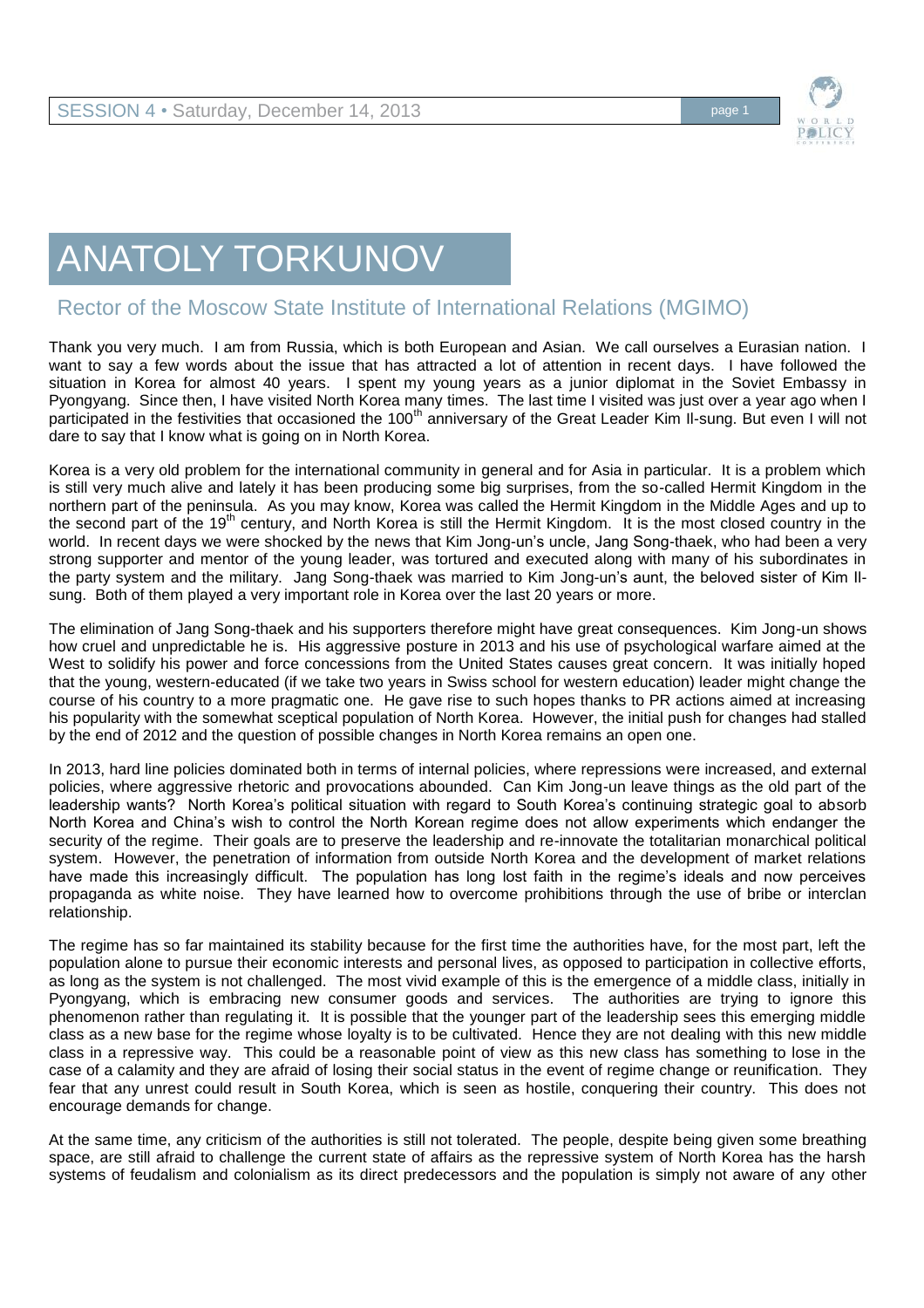# ANATOLY TORKUNOV

## Rector of the Moscow State Institute of International Relations (MGIMO)

Thank you very much. I am from Russia, which is both European and Asian. We call ourselves a Eurasian nation. I want to say a few words about the issue that has attracted a lot of attention in recent days. I have followed the situation in Korea for almost 40 years. I spent my young years as a junior diplomat in the Soviet Embassy in Pyongyang. Since then, I have visited North Korea many times. The last time I visited was just over a year ago when I participated in the festivities that occasioned the 100th anniversary of the Great Leader Kim Il-sung. But even I will not dare to say that I know what is going on in North Korea.

Korea is a very old problem for the international community in general and for Asia in particular. It is a problem which is still very much alive and lately it has been producing some big surprises, from the so-called Hermit Kingdom in the northern part of the peninsula. As you may know, Korea was called the Hermit Kingdom in the Middle Ages and up to the second part of the 19th century, and North Korea is still the Hermit Kingdom. It is the most closed country in the world. In recent days we were shocked by the news that Kim Jong-un's uncle, Jang Song-thaek, who had been a very strong supporter and mentor of the young leader, was tortured and executed along with many of his subordinates in the party system and the military. Jang Song-thaek was married to Kim Jong-un's aunt, the beloved sister of Kim Il-sung. Both of them played a very important role in Korea over the last 20 years or more.

The elimination of Jang Song-thaek and his supporters therefore might have great consequences. Kim Jong-un shows how cruel and unpredictable he is. His aggressive posture in 2013 and his use of psychological warfare aimed at the West to solidify his power and force concessions from the United States causes great concern. It was initially hoped that the young, western-educated (if we take two years in Swiss school for western education) leader might change the course of his country to a more pragmatic one. He gave rise to such hopes thanks to PR actions aimed at increasing his popularity with the somewhat sceptical population of North Korea. However, the initial push for changes had stalled by the end of 2012 and the question of possible changes in North Korea remains an open one.

In 2013, hard line policies dominated both in terms of internal policies, where repressions were increased, and external policies, where aggressive rhetoric and provocations abounded. Can Kim Jong-un leave things as the old part of the leadership wants? North Korea's political situation with regard to South Korea's continuing strategic goal to absorb North Korea and China's wish to control the North Korean regime does not allow experiments which endanger the security of the regime. Their goals are to preserve the leadership and re-innovate the totalitarian monarchical political system. However, the penetration of information from outside North Korea and the development of market relations have made this increasingly difficult. The population has long lost faith in the regime's ideals and now perceives propaganda as white noise. They have learned how to overcome prohibitions through the use of bribe or interclan relationship.

The regime has so far maintained its stability because for the first time the authorities have, for the most part, left the population alone to pursue their economic interests and personal lives, as opposed to participation in collective efforts, as long as the system is not challenged. The most vivid example of this is the emergence of a middle class, initially in Pyongyang, which is embracing new consumer goods and services. The authorities are trying to ignore this phenomenon rather than regulating it. It is possible that the younger part of the leadership sees this emerging middle class as a new base for the regime whose loyalty is to be cultivated. Hence they are not dealing with this new middle class in a repressive way. This could be a reasonable point of view as this new class has something to lose in the case of a calamity and they are afraid of losing their social status in the event of regime change or reunification. They fear that any unrest could result in South Korea, which is seen as hostile, conquering their country. This does not encourage demands for change.

At the same time, any criticism of the authorities is still not tolerated. The people, despite being given some breathing space, are still afraid to challenge the current state of affairs as the repressive system of North Korea has the harsh systems of feudalism and colonialism as its direct predecessors and the population is simply not aware of any other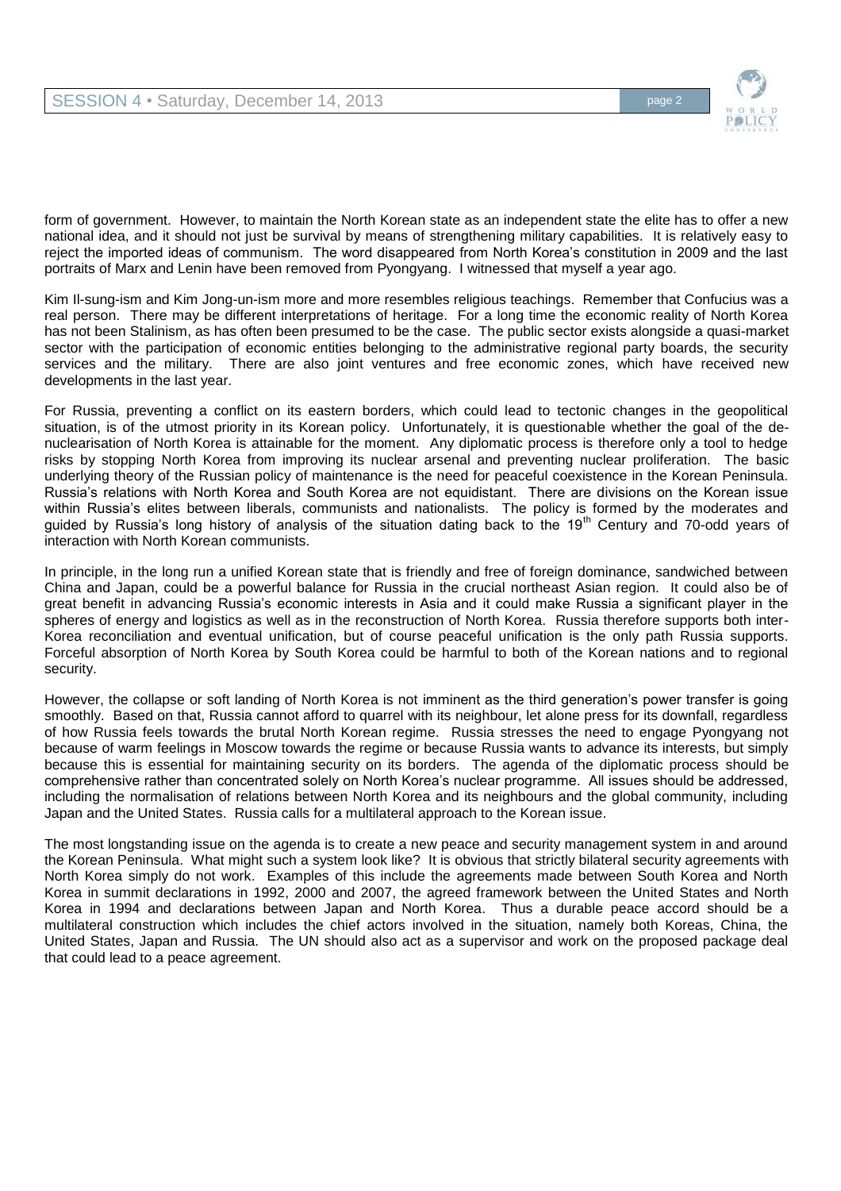form of government. However, to maintain the North Korean state as an independent state the elite has to offer a new national idea, and it should not just be survival by means of strengthening military capabilities. It is relatively easy to reject the imported ideas of communism. The word disappeared from North Korea's constitution in 2009 and the last portraits of Marx and Lenin have been removed from Pyongyang. I witnessed that myself a year ago.

Kim Il-sung-ism and Kim Jong-un-ism more and more resembles religious teachings. Remember that Confucius was a real person. There may be different interpretations of heritage. For a long time the economic reality of North Korea has not been Stalinism, as has often been presumed to be the case. The public sector exists alongside a quasi-market sector with the participation of economic entities belonging to the administrative regional party boards, the security services and the military. There are also joint ventures and free economic zones, which have received new developments in the last year.

For Russia, preventing a conflict on its eastern borders, which could lead to tectonic changes in the geopolitical situation, is of the utmost priority in its Korean policy. Unfortunately, it is questionable whether the goal of the de-nuclearisation of North Korea is attainable for the moment. Any diplomatic process is therefore only a tool to hedge risks by stopping North Korea from improving its nuclear arsenal and preventing nuclear proliferation. The basic underlying theory of the Russian policy of maintenance is the need for peaceful coexistence in the Korean Peninsula. Russia's relations with North Korea and South Korea are not equidistant. There are divisions on the Korean issue within Russia's elites between liberals, communists and nationalists. The policy is formed by the moderates and guided by Russia's long history of analysis of the situation dating back to the 19th Century and 70-odd years of interaction with North Korean communists.

In principle, in the long run a unified Korean state that is friendly and free of foreign dominance, sandwiched between China and Japan, could be a powerful balance for Russia in the crucial northeast Asian region. It could also be of great benefit in advancing Russia's economic interests in Asia and it could make Russia a significant player in the spheres of energy and logistics as well as in the reconstruction of North Korea. Russia therefore supports both inter-Korea reconciliation and eventual unification, but of course peaceful unification is the only path Russia supports. Forceful absorption of North Korea by South Korea could be harmful to both of the Korean nations and to regional security.

However, the collapse or soft landing of North Korea is not imminent as the third generation's power transfer is going smoothly. Based on that, Russia cannot afford to quarrel with its neighbour, let alone press for its downfall, regardless of how Russia feels towards the brutal North Korean regime. Russia stresses the need to engage Pyongyang not because of warm feelings in Moscow towards the regime or because Russia wants to advance its interests, but simply because this is essential for maintaining security on its borders. The agenda of the diplomatic process should be comprehensive rather than concentrated solely on North Korea's nuclear programme. All issues should be addressed, including the normalisation of relations between North Korea and its neighbours and the global community, including Japan and the United States. Russia calls for a multilateral approach to the Korean issue.

The most longstanding issue on the agenda is to create a new peace and security management system in and around the Korean Peninsula. What might such a system look like? It is obvious that strictly bilateral security agreements with North Korea simply do not work. Examples of this include the agreements made between South Korea and North Korea in summit declarations in 1992, 2000 and 2007, the agreed framework between the United States and North Korea in 1994 and declarations between Japan and North Korea. Thus a durable peace accord should be a multilateral construction which includes the chief actors involved in the situation, namely both Koreas, China, the United States, Japan and Russia. The UN should also act as a supervisor and work on the proposed package deal that could lead to a peace agreement.